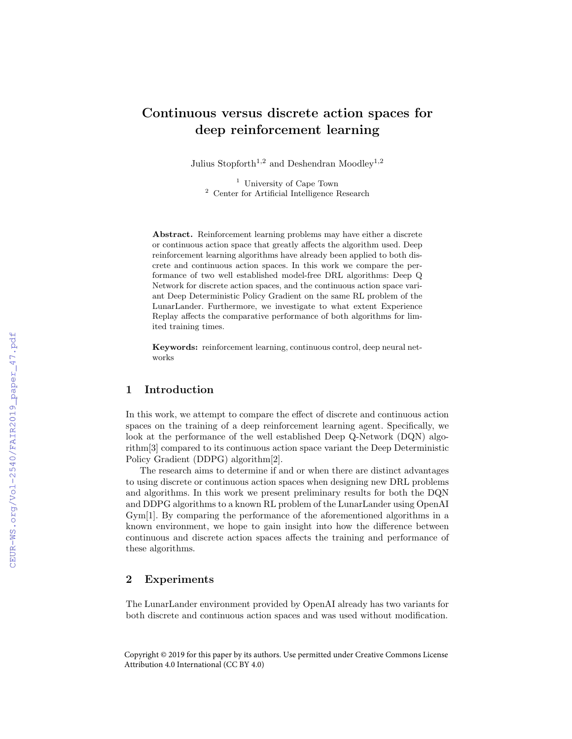# Continuous versus discrete action spaces for deep reinforcement learning

Julius Stopforth[1,2] and Deshendran Moodley[1,2]

[1] University of Cape Town
[2] Center for Artificial Intelligence Research

**Abstract.** Reinforcement learning problems may have either a discrete or continuous action space that greatly affects the algorithm used. Deep reinforcement learning algorithms have already been applied to both discrete and continuous action spaces. In this work we compare the performance of two well established model-free DRL algorithms: Deep Q Network for discrete action spaces, and the continuous action space variant Deep Deterministic Policy Gradient on the same RL problem of the LunarLander. Furthermore, we investigate to what extent Experience Replay affects the comparative performance of both algorithms for limited training times.

**Keywords:** reinforcement learning, continuous control, deep neural networks

## 1 Introduction

In this work, we attempt to compare the effect of discrete and continuous action spaces on the training of a deep reinforcement learning agent. Specifically, we look at the performance of the well established Deep Q-Network (DQN) algorithm[3] compared to its continuous action space variant the Deep Deterministic Policy Gradient (DDPG) algorithm[2].

The research aims to determine if and or when there are distinct advantages to using discrete or continuous action spaces when designing new DRL problems and algorithms. In this work we present preliminary results for both the DQN and DDPG algorithms to a known RL problem of the LunarLander using OpenAI Gym[1]. By comparing the performance of the aforementioned algorithms in a known environment, we hope to gain insight into how the difference between continuous and discrete action spaces affects the training and performance of these algorithms.

## 2 Experiments

The LunarLander environment provided by OpenAI already has two variants for both discrete and continuous action spaces and was used without modification.

Copyright © 2019 for this paper by its authors. Use permitted under Creative Commons License Attribution 4.0 International (CC BY 4.0)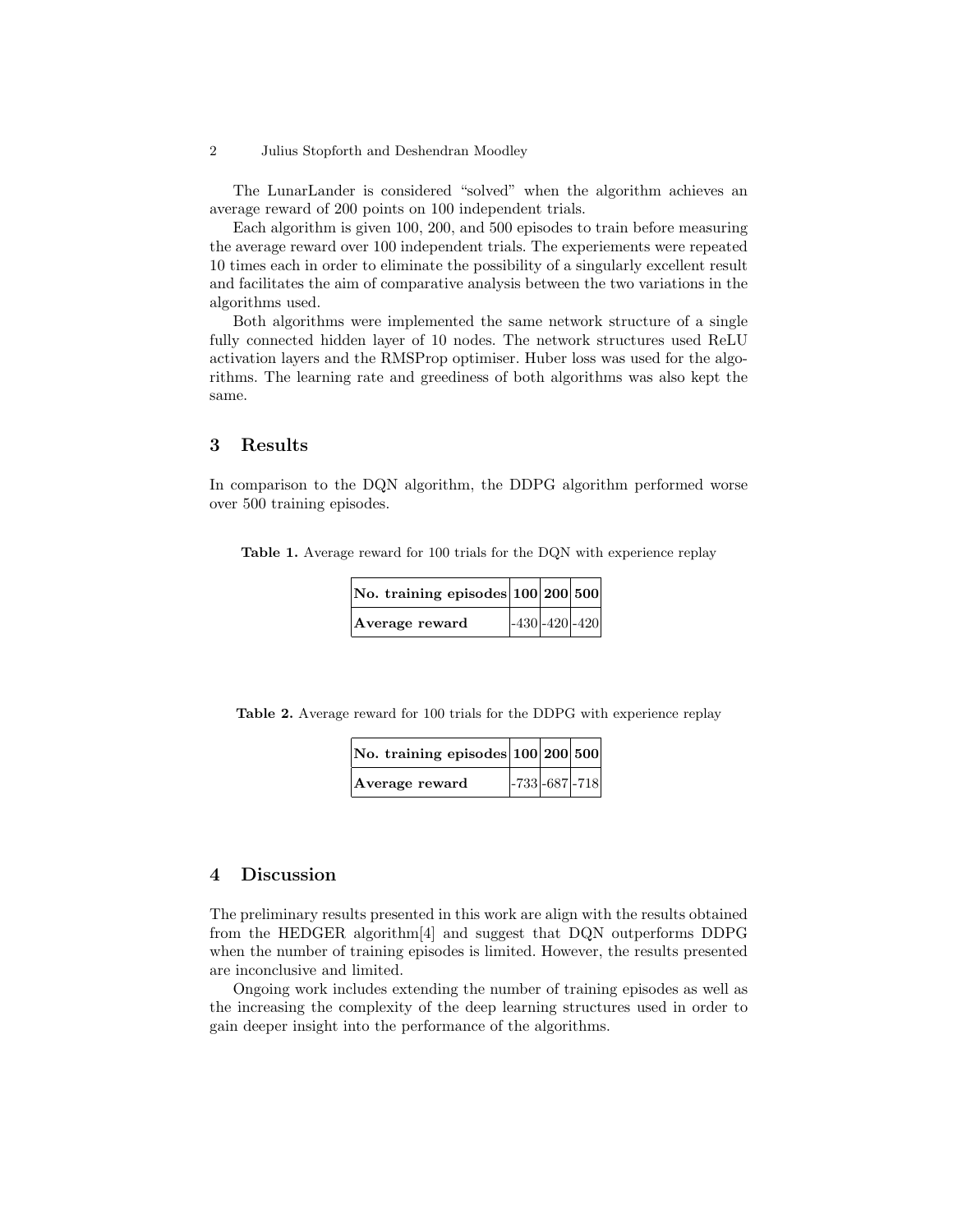The LunarLander is considered "solved" when the algorithm achieves an average reward of 200 points on 100 independent trials.

Each algorithm is given 100, 200, and 500 episodes to train before measuring the average reward over 100 independent trials. The experiements were repeated 10 times each in order to eliminate the possibility of a singularly excellent result and facilitates the aim of comparative analysis between the two variations in the algorithms used.

Both algorithms were implemented the same network structure of a single fully connected hidden layer of 10 nodes. The network structures used ReLU activation layers and the RMSProp optimiser. Huber loss was used for the algorithms. The learning rate and greediness of both algorithms was also kept the same.

## 3 Results

In comparison to the DQN algorithm, the DDPG algorithm performed worse over 500 training episodes.

**Table 1.** Average reward for 100 trials for the DQN with experience replay

| **No. training episodes** | **100** | **200** | **500** |
|---|---|---|---|
| **Average reward** | -430 | -420 | -420 |

**Table 2.** Average reward for 100 trials for the DDPG with experience replay

| **No. training episodes** | **100** | **200** | **500** |
|---|---|---|---|
| **Average reward** | -733 | -687 | -718 |

## 4 Discussion

The preliminary results presented in this work are align with the results obtained from the HEDGER algorithm[4] and suggest that DQN outperforms DDPG when the number of training episodes is limited. However, the results presented are inconclusive and limited.

Ongoing work includes extending the number of training episodes as well as the increasing the complexity of the deep learning structures used in order to gain deeper insight into the performance of the algorithms.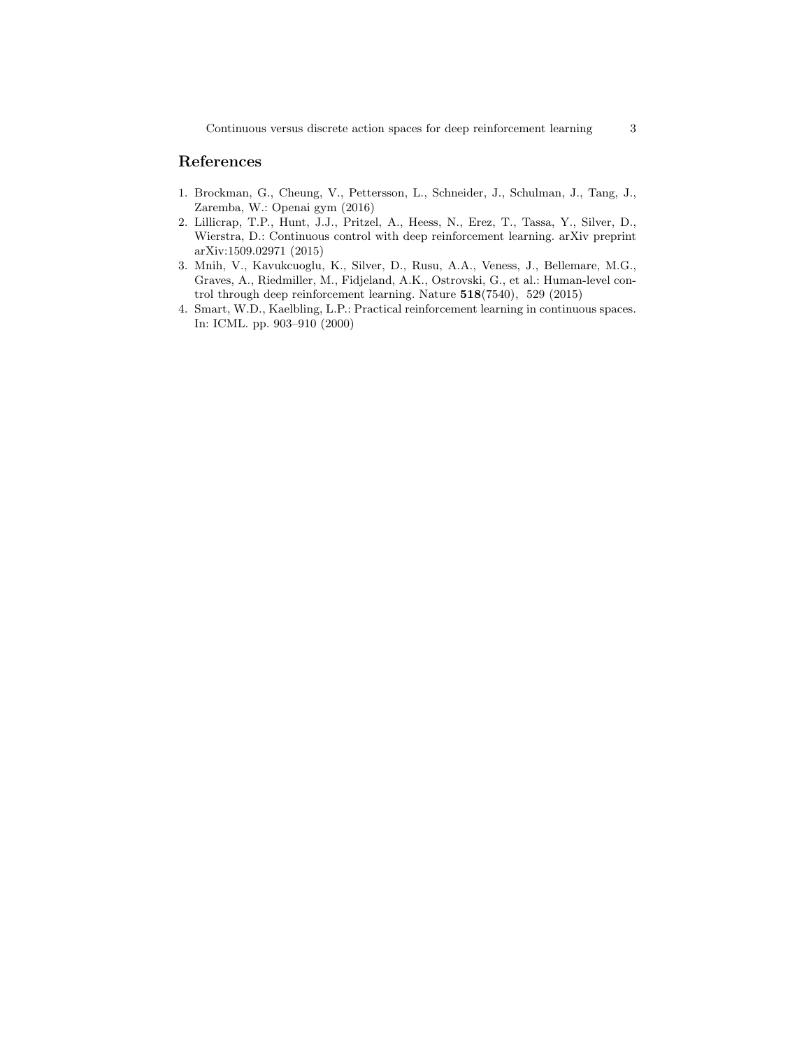## References

1. Brockman, G., Cheung, V., Pettersson, L., Schneider, J., Schulman, J., Tang, J., Zaremba, W.: Openai gym (2016)
2. Lillicrap, T.P., Hunt, J.J., Pritzel, A., Heess, N., Erez, T., Tassa, Y., Silver, D., Wierstra, D.: Continuous control with deep reinforcement learning. arXiv preprint arXiv:1509.02971 (2015)
3. Mnih, V., Kavukcuoglu, K., Silver, D., Rusu, A.A., Veness, J., Bellemare, M.G., Graves, A., Riedmiller, M., Fidjeland, A.K., Ostrovski, G., et al.: Human-level control through deep reinforcement learning. Nature **518**(7540), 529 (2015)
4. Smart, W.D., Kaelbling, L.P.: Practical reinforcement learning in continuous spaces. In: ICML. pp. 903–910 (2000)